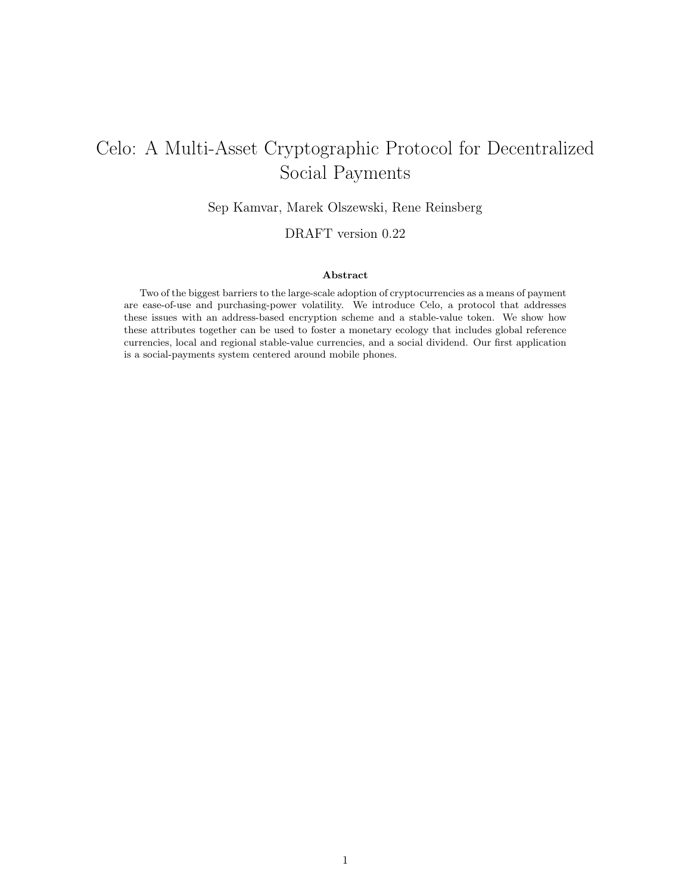# Celo: A Multi-Asset Cryptographic Protocol for Decentralized Social Payments

Sep Kamvar, Marek Olszewski, Rene Reinsberg

DRAFT version 0.22

### Abstract

Two of the biggest barriers to the large-scale adoption of cryptocurrencies as a means of payment are ease-of-use and purchasing-power volatility. We introduce Celo, a protocol that addresses these issues with an address-based encryption scheme and a stable-value token. We show how these attributes together can be used to foster a monetary ecology that includes global reference currencies, local and regional stable-value currencies, and a social dividend. Our first application is a social-payments system centered around mobile phones.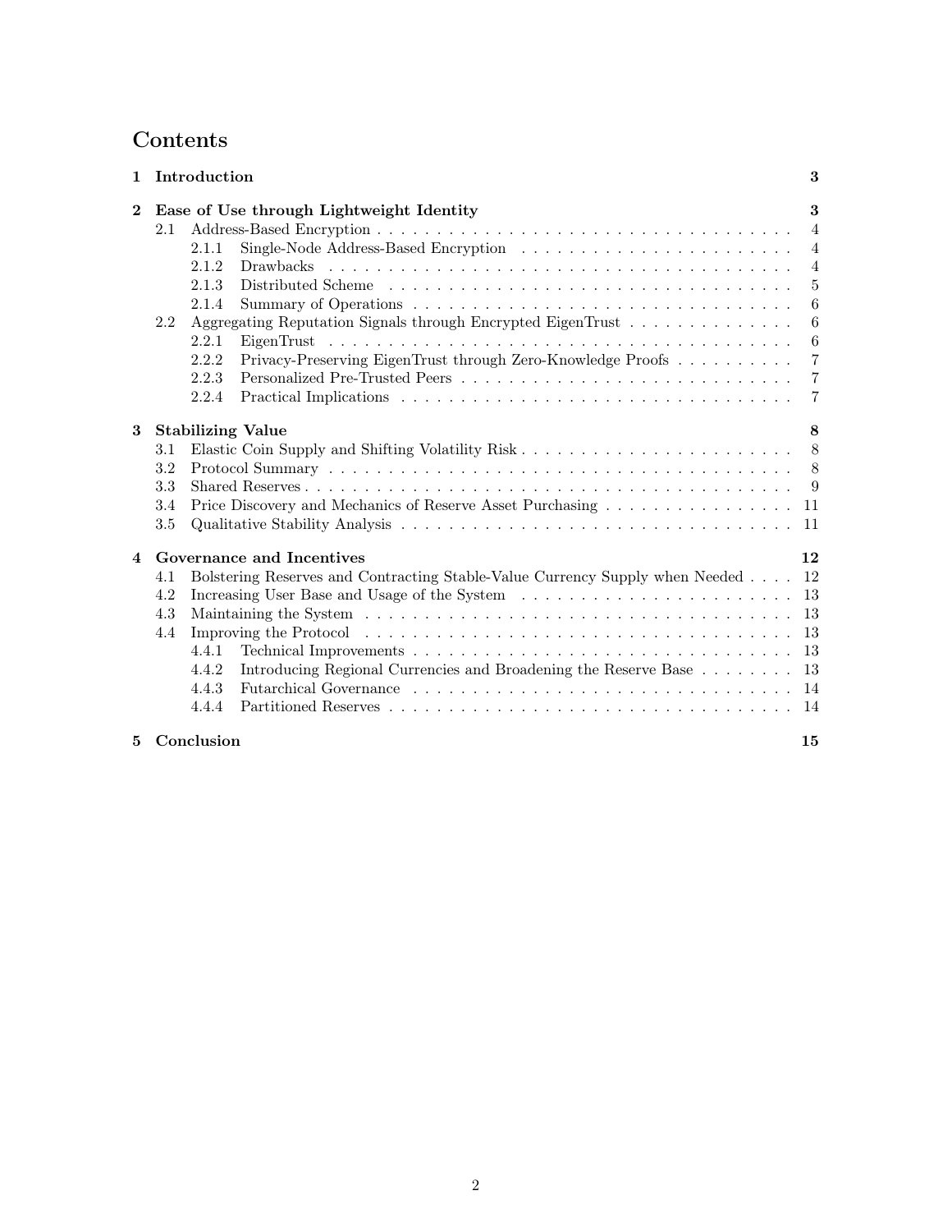# Contents

- **1 Introduction** — **3**
- **2 Ease of Use through Lightweight Identity** — **3**
  - 2.1 Address-Based Encryption — 4
    - 2.1.1 Single-Node Address-Based Encryption — 4
    - 2.1.2 Drawbacks — 4
    - 2.1.3 Distributed Scheme — 5
    - 2.1.4 Summary of Operations — 6
  - 2.2 Aggregating Reputation Signals through Encrypted EigenTrust — 6
    - 2.2.1 EigenTrust — 6
    - 2.2.2 Privacy-Preserving EigenTrust through Zero-Knowledge Proofs — 7
    - 2.2.3 Personalized Pre-Trusted Peers — 7
    - 2.2.4 Practical Implications — 7
- **3 Stabilizing Value** — **8**
  - 3.1 Elastic Coin Supply and Shifting Volatility Risk — 8
  - 3.2 Protocol Summary — 8
  - 3.3 Shared Reserves — 9
  - 3.4 Price Discovery and Mechanics of Reserve Asset Purchasing — 11
  - 3.5 Qualitative Stability Analysis — 11
- **4 Governance and Incentives** — **12**
  - 4.1 Bolstering Reserves and Contracting Stable-Value Currency Supply when Needed — 12
  - 4.2 Increasing User Base and Usage of the System — 13
  - 4.3 Maintaining the System — 13
  - 4.4 Improving the Protocol — 13
    - 4.4.1 Technical Improvements — 13
    - 4.4.2 Introducing Regional Currencies and Broadening the Reserve Base — 13
    - 4.4.3 Futarchical Governance — 14
    - 4.4.4 Partitioned Reserves — 14
- **5 Conclusion** — **15**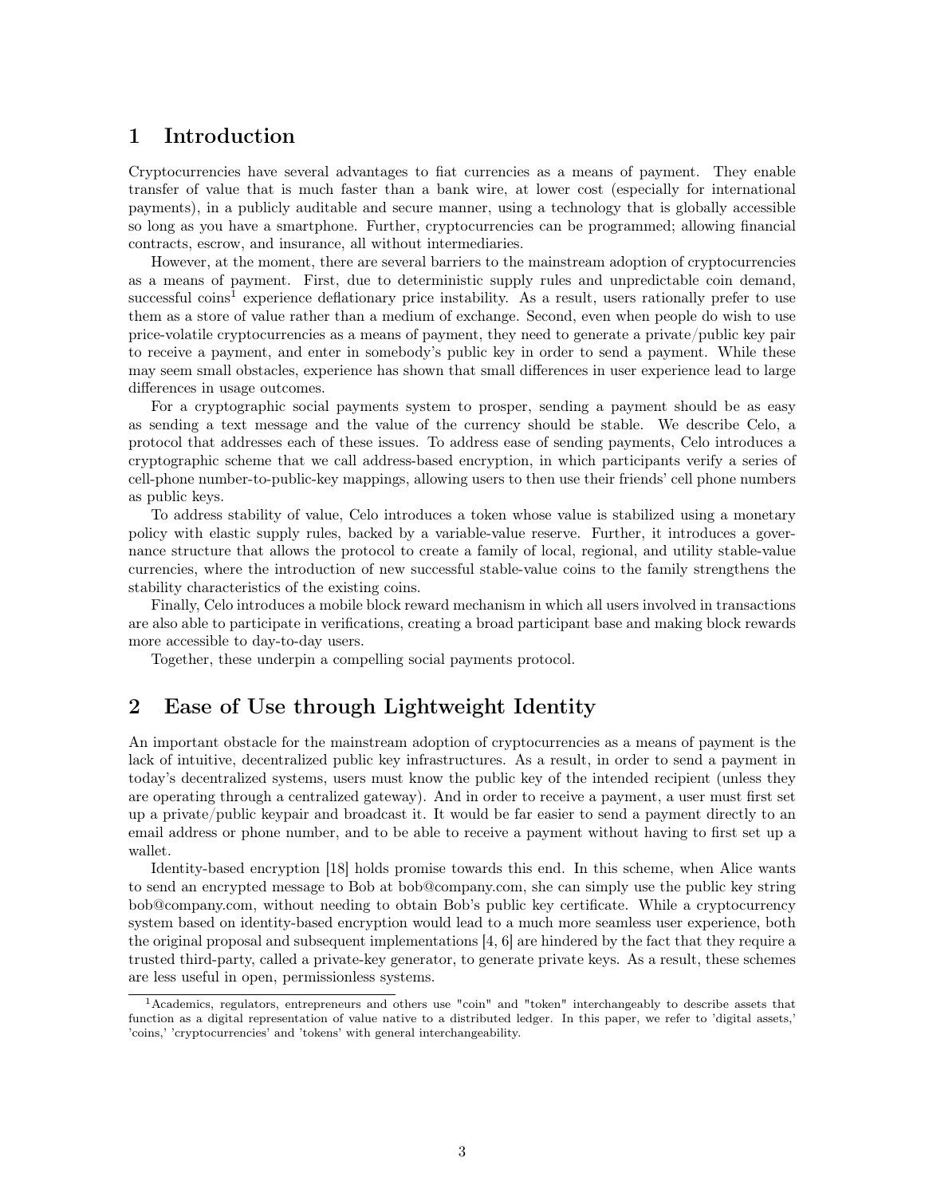## 1 Introduction

Cryptocurrencies have several advantages to fiat currencies as a means of payment. They enable transfer of value that is much faster than a bank wire, at lower cost (especially for international payments), in a publicly auditable and secure manner, using a technology that is globally accessible so long as you have a smartphone. Further, cryptocurrencies can be programmed; allowing financial contracts, escrow, and insurance, all without intermediaries.

However, at the moment, there are several barriers to the mainstream adoption of cryptocurrencies as a means of payment. First, due to deterministic supply rules and unpredictable coin demand, successful coins[1] experience deflationary price instability. As a result, users rationally prefer to use them as a store of value rather than a medium of exchange. Second, even when people do wish to use price-volatile cryptocurrencies as a means of payment, they need to generate a private/public key pair to receive a payment, and enter in somebody's public key in order to send a payment. While these may seem small obstacles, experience has shown that small differences in user experience lead to large differences in usage outcomes.

For a cryptographic social payments system to prosper, sending a payment should be as easy as sending a text message and the value of the currency should be stable. We describe Celo, a protocol that addresses each of these issues. To address ease of sending payments, Celo introduces a cryptographic scheme that we call address-based encryption, in which participants verify a series of cell-phone number-to-public-key mappings, allowing users to then use their friends' cell phone numbers as public keys.

To address stability of value, Celo introduces a token whose value is stabilized using a monetary policy with elastic supply rules, backed by a variable-value reserve. Further, it introduces a governance structure that allows the protocol to create a family of local, regional, and utility stable-value currencies, where the introduction of new successful stable-value coins to the family strengthens the stability characteristics of the existing coins.

Finally, Celo introduces a mobile block reward mechanism in which all users involved in transactions are also able to participate in verifications, creating a broad participant base and making block rewards more accessible to day-to-day users.

Together, these underpin a compelling social payments protocol.

## 2 Ease of Use through Lightweight Identity

An important obstacle for the mainstream adoption of cryptocurrencies as a means of payment is the lack of intuitive, decentralized public key infrastructures. As a result, in order to send a payment in today's decentralized systems, users must know the public key of the intended recipient (unless they are operating through a centralized gateway). And in order to receive a payment, a user must first set up a private/public keypair and broadcast it. It would be far easier to send a payment directly to an email address or phone number, and to be able to receive a payment without having to first set up a wallet.

Identity-based encryption [18] holds promise towards this end. In this scheme, when Alice wants to send an encrypted message to Bob at bob@company.com, she can simply use the public key string bob@company.com, without needing to obtain Bob's public key certificate. While a cryptocurrency system based on identity-based encryption would lead to a much more seamless user experience, both the original proposal and subsequent implementations [4, 6] are hindered by the fact that they require a trusted third-party, called a private-key generator, to generate private keys. As a result, these schemes are less useful in open, permissionless systems.

[1] Academics, regulators, entrepreneurs and others use "coin" and "token" interchangeably to describe assets that function as a digital representation of value native to a distributed ledger. In this paper, we refer to 'digital assets,' 'coins,' 'cryptocurrencies' and 'tokens' with general interchangeability.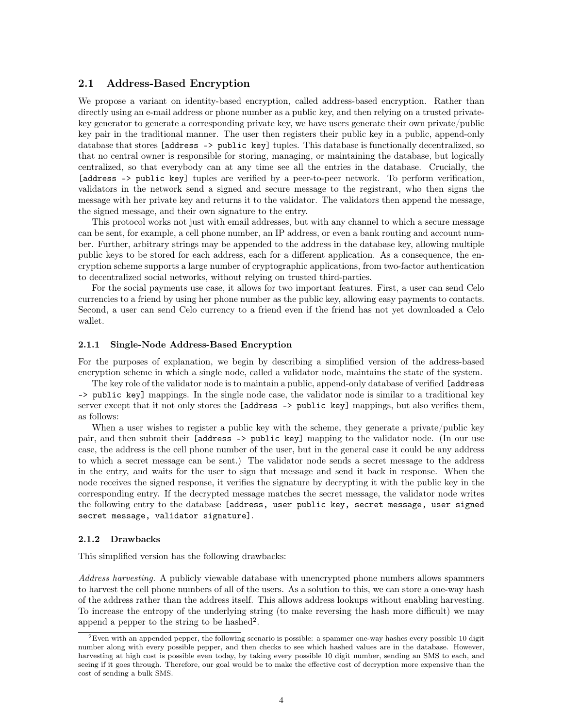## 2.1 Address-Based Encryption

We propose a variant on identity-based encryption, called address-based encryption. Rather than directly using an e-mail address or phone number as a public key, and then relying on a trusted private-key generator to generate a corresponding private key, we have users generate their own private/public key pair in the traditional manner. The user then registers their public key in a public, append-only database that stores `[address -> public key]` tuples. This database is functionally decentralized, so that no central owner is responsible for storing, managing, or maintaining the database, but logically centralized, so that everybody can at any time see all the entries in the database. Crucially, the `[address -> public key]` tuples are verified by a peer-to-peer network. To perform verification, validators in the network send a signed and secure message to the registrant, who then signs the message with her private key and returns it to the validator. The validators then append the message, the signed message, and their own signature to the entry.

This protocol works not just with email addresses, but with any channel to which a secure message can be sent, for example, a cell phone number, an IP address, or even a bank routing and account number. Further, arbitrary strings may be appended to the address in the database key, allowing multiple public keys to be stored for each address, each for a different application. As a consequence, the encryption scheme supports a large number of cryptographic applications, from two-factor authentication to decentralized social networks, without relying on trusted third-parties.

For the social payments use case, it allows for two important features. First, a user can send Celo currencies to a friend by using her phone number as the public key, allowing easy payments to contacts. Second, a user can send Celo currency to a friend even if the friend has not yet downloaded a Celo wallet.

### 2.1.1 Single-Node Address-Based Encryption

For the purposes of explanation, we begin by describing a simplified version of the address-based encryption scheme in which a single node, called a validator node, maintains the state of the system.

The key role of the validator node is to maintain a public, append-only database of verified `[address -> public key]` mappings. In the single node case, the validator node is similar to a traditional key server except that it not only stores the `[address -> public key]` mappings, but also verifies them, as follows:

When a user wishes to register a public key with the scheme, they generate a private/public key pair, and then submit their `[address -> public key]` mapping to the validator node. (In our use case, the address is the cell phone number of the user, but in the general case it could be any address to which a secret message can be sent.) The validator node sends a secret message to the address in the entry, and waits for the user to sign that message and send it back in response. When the node receives the signed response, it verifies the signature by decrypting it with the public key in the corresponding entry. If the decrypted message matches the secret message, the validator node writes the following entry to the database `[address, user public key, secret message, user signed secret message, validator signature]`.

### 2.1.2 Drawbacks

This simplified version has the following drawbacks:

*Address harvesting.* A publicly viewable database with unencrypted phone numbers allows spammers to harvest the cell phone numbers of all of the users. As a solution to this, we can store a one-way hash of the address rather than the address itself. This allows address lookups without enabling harvesting. To increase the entropy of the underlying string (to make reversing the hash more difficult) we may append a pepper to the string to be hashed[2].

[2] Even with an appended pepper, the following scenario is possible: a spammer one-way hashes every possible 10 digit number along with every possible pepper, and then checks to see which hashed values are in the database. However, harvesting at high cost is possible even today, by taking every possible 10 digit number, sending an SMS to each, and seeing if it goes through. Therefore, our goal would be to make the effective cost of decryption more expensive than the cost of sending a bulk SMS.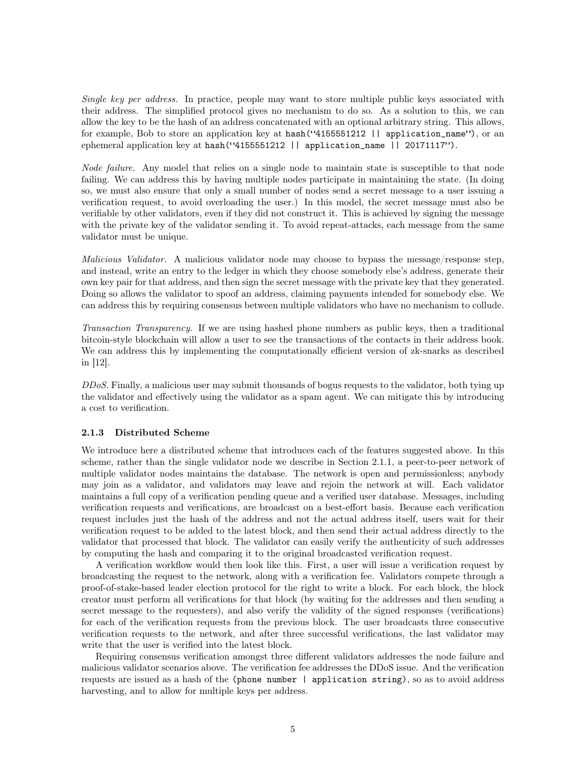*Single key per address.* In practice, people may want to store multiple public keys associated with their address. The simplified protocol gives no mechanism to do so. As a solution to this, we can allow the key to be the hash of an address concatenated with an optional arbitrary string. This allows, for example, Bob to store an application key at `hash("4155551212 || application_name")`, or an ephemeral application key at `hash("4155551212 || application_name || 20171117")`.

*Node failure.* Any model that relies on a single node to maintain state is susceptible to that node failing. We can address this by having multiple nodes participate in maintaining the state. (In doing so, we must also ensure that only a small number of nodes send a secret message to a user issuing a verification request, to avoid overloading the user.) In this model, the secret message must also be verifiable by other validators, even if they did not construct it. This is achieved by signing the message with the private key of the validator sending it. To avoid repeat-attacks, each message from the same validator must be unique.

*Malicious Validator.* A malicious validator node may choose to bypass the message/response step, and instead, write an entry to the ledger in which they choose somebody else's address, generate their own key pair for that address, and then sign the secret message with the private key that they generated. Doing so allows the validator to spoof an address, claiming payments intended for somebody else. We can address this by requiring consensus between multiple validators who have no mechanism to collude.

*Transaction Transparency.* If we are using hashed phone numbers as public keys, then a traditional bitcoin-style blockchain will allow a user to see the transactions of the contacts in their address book. We can address this by implementing the computationally efficient version of zk-snarks as described in [12].

*DDoS.* Finally, a malicious user may submit thousands of bogus requests to the validator, both tying up the validator and effectively using the validator as a spam agent. We can mitigate this by introducing a cost to verification.

### 2.1.3 Distributed Scheme

We introduce here a distributed scheme that introduces each of the features suggested above. In this scheme, rather than the single validator node we describe in Section 2.1.1, a peer-to-peer network of multiple validator nodes maintains the database. The network is open and permissionless; anybody may join as a validator, and validators may leave and rejoin the network at will. Each validator maintains a full copy of a verification pending queue and a verified user database. Messages, including verification requests and verifications, are broadcast on a best-effort basis. Because each verification request includes just the hash of the address and not the actual address itself, users wait for their verification request to be added to the latest block, and then send their actual address directly to the validator that processed that block. The validator can easily verify the authenticity of such addresses by computing the hash and comparing it to the original broadcasted verification request.

A verification workflow would then look like this. First, a user will issue a verification request by broadcasting the request to the network, along with a verification fee. Validators compete through a proof-of-stake-based leader election protocol for the right to write a block. For each block, the block creator must perform all verifications for that block (by waiting for the addresses and then sending a secret message to the requesters), and also verify the validity of the signed responses (verifications) for each of the verification requests from the previous block. The user broadcasts three consecutive verification requests to the network, and after three successful verifications, the last validator may write that the user is verified into the latest block.

Requiring consensus verification amongst three different validators addresses the node failure and malicious validator scenarios above. The verification fee addresses the DDoS issue. And the verification requests are issued as a hash of the `(phone number | application string)`, so as to avoid address harvesting, and to allow for multiple keys per address.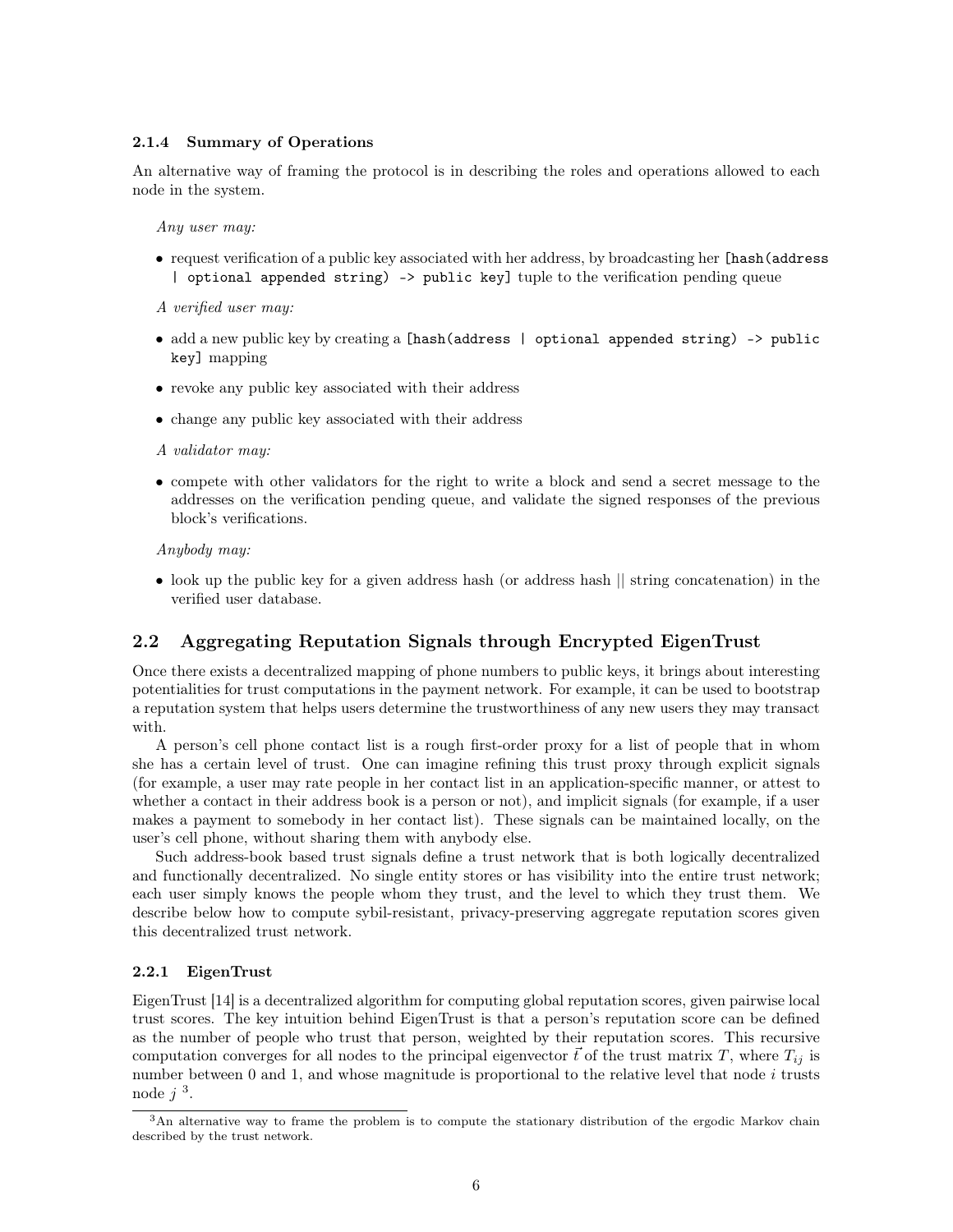#### 2.1.4 Summary of Operations

An alternative way of framing the protocol is in describing the roles and operations allowed to each node in the system.

*Any user may:*

- request verification of a public key associated with her address, by broadcasting her `[hash(address | optional appended string) -> public key]` tuple to the verification pending queue

*A verified user may:*

- add a new public key by creating a `[hash(address | optional appended string) -> public key]` mapping
- revoke any public key associated with their address
- change any public key associated with their address

*A validator may:*

- compete with other validators for the right to write a block and send a secret message to the addresses on the verification pending queue, and validate the signed responses of the previous block's verifications.

*Anybody may:*

- look up the public key for a given address hash (or address hash || string concatenation) in the verified user database.

### 2.2 Aggregating Reputation Signals through Encrypted EigenTrust

Once there exists a decentralized mapping of phone numbers to public keys, it brings about interesting potentialities for trust computations in the payment network. For example, it can be used to bootstrap a reputation system that helps users determine the trustworthiness of any new users they may transact with.

A person's cell phone contact list is a rough first-order proxy for a list of people that in whom she has a certain level of trust. One can imagine refining this trust proxy through explicit signals (for example, a user may rate people in her contact list in an application-specific manner, or attest to whether a contact in their address book is a person or not), and implicit signals (for example, if a user makes a payment to somebody in her contact list). These signals can be maintained locally, on the user's cell phone, without sharing them with anybody else.

Such address-book based trust signals define a trust network that is both logically decentralized and functionally decentralized. No single entity stores or has visibility into the entire trust network; each user simply knows the people whom they trust, and the level to which they trust them. We describe below how to compute sybil-resistant, privacy-preserving aggregate reputation scores given this decentralized trust network.

#### 2.2.1 EigenTrust

EigenTrust [14] is a decentralized algorithm for computing global reputation scores, given pairwise local trust scores. The key intuition behind EigenTrust is that a person's reputation score can be defined as the number of people who trust that person, weighted by their reputation scores. This recursive computation converges for all nodes to the principal eigenvector $\vec{t}$ of the trust matrix $T$, where $T_{ij}$ is number between 0 and 1, and whose magnitude is proportional to the relative level that node $i$ trusts node $j$ [3].

[3] An alternative way to frame the problem is to compute the stationary distribution of the ergodic Markov chain described by the trust network.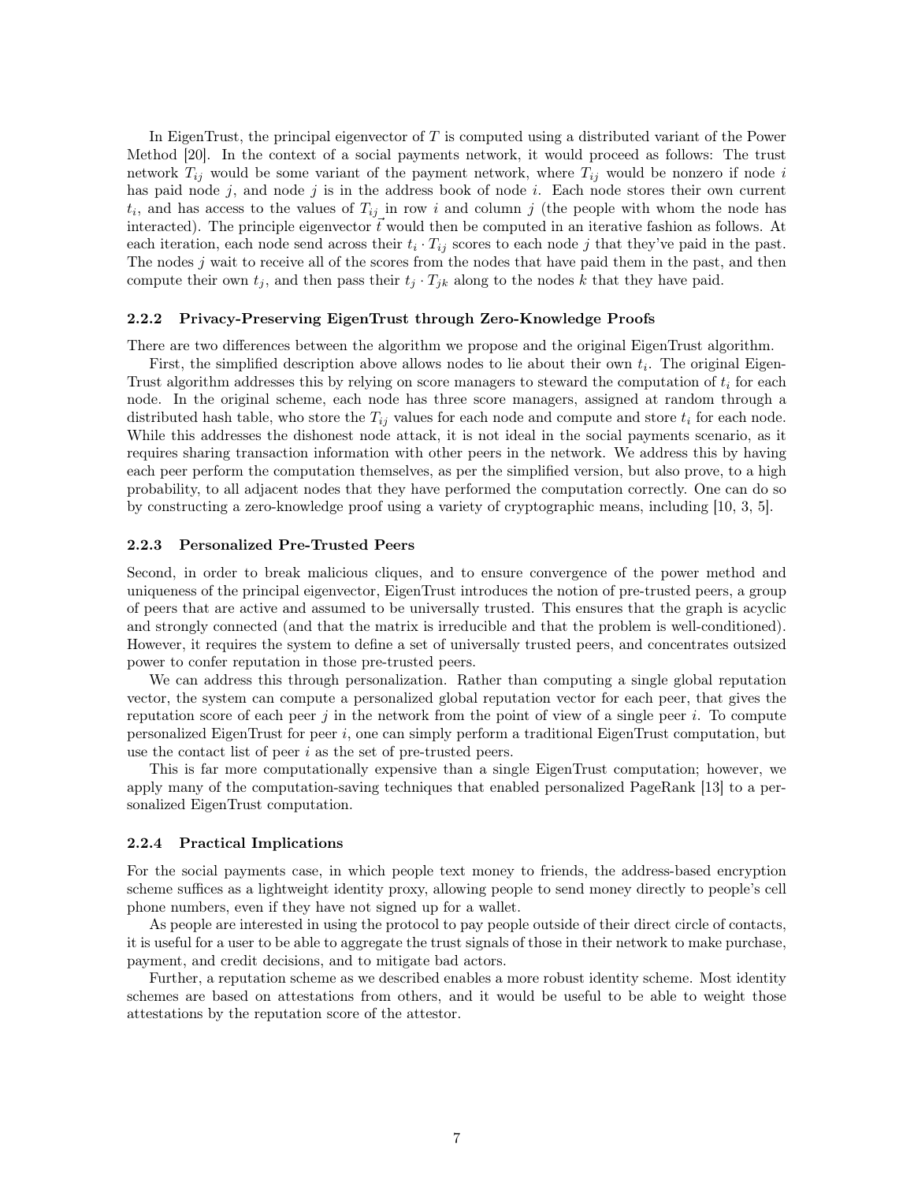In EigenTrust, the principal eigenvector of $T$ is computed using a distributed variant of the Power Method [20]. In the context of a social payments network, it would proceed as follows: The trust network $T_{ij}$ would be some variant of the payment network, where $T_{ij}$ would be nonzero if node $i$ has paid node $j$, and node $j$ is in the address book of node $i$. Each node stores their own current $t_i$, and has access to the values of $T_{ij}$ in row $i$ and column $j$ (the people with whom the node has interacted). The principle eigenvector $\vec{t}$ would then be computed in an iterative fashion as follows. At each iteration, each node send across their $t_i \cdot T_{ij}$ scores to each node $j$ that they've paid in the past. The nodes $j$ wait to receive all of the scores from the nodes that have paid them in the past, and then compute their own $t_j$, and then pass their $t_j \cdot T_{jk}$ along to the nodes $k$ that they have paid.

#### 2.2.2 Privacy-Preserving EigenTrust through Zero-Knowledge Proofs

There are two differences between the algorithm we propose and the original EigenTrust algorithm.

First, the simplified description above allows nodes to lie about their own $t_i$. The original EigenTrust algorithm addresses this by relying on score managers to steward the computation of $t_i$ for each node. In the original scheme, each node has three score managers, assigned at random through a distributed hash table, who store the $T_{ij}$ values for each node and compute and store $t_i$ for each node. While this addresses the dishonest node attack, it is not ideal in the social payments scenario, as it requires sharing transaction information with other peers in the network. We address this by having each peer perform the computation themselves, as per the simplified version, but also prove, to a high probability, to all adjacent nodes that they have performed the computation correctly. One can do so by constructing a zero-knowledge proof using a variety of cryptographic means, including [10, 3, 5].

#### 2.2.3 Personalized Pre-Trusted Peers

Second, in order to break malicious cliques, and to ensure convergence of the power method and uniqueness of the principal eigenvector, EigenTrust introduces the notion of pre-trusted peers, a group of peers that are active and assumed to be universally trusted. This ensures that the graph is acyclic and strongly connected (and that the matrix is irreducible and that the problem is well-conditioned). However, it requires the system to define a set of universally trusted peers, and concentrates outsized power to confer reputation in those pre-trusted peers.

We can address this through personalization. Rather than computing a single global reputation vector, the system can compute a personalized global reputation vector for each peer, that gives the reputation score of each peer $j$ in the network from the point of view of a single peer $i$. To compute personalized EigenTrust for peer $i$, one can simply perform a traditional EigenTrust computation, but use the contact list of peer $i$ as the set of pre-trusted peers.

This is far more computationally expensive than a single EigenTrust computation; however, we apply many of the computation-saving techniques that enabled personalized PageRank [13] to a personalized EigenTrust computation.

#### 2.2.4 Practical Implications

For the social payments case, in which people text money to friends, the address-based encryption scheme suffices as a lightweight identity proxy, allowing people to send money directly to people's cell phone numbers, even if they have not signed up for a wallet.

As people are interested in using the protocol to pay people outside of their direct circle of contacts, it is useful for a user to be able to aggregate the trust signals of those in their network to make purchase, payment, and credit decisions, and to mitigate bad actors.

Further, a reputation scheme as we described enables a more robust identity scheme. Most identity schemes are based on attestations from others, and it would be useful to be able to weight those attestations by the reputation score of the attestor.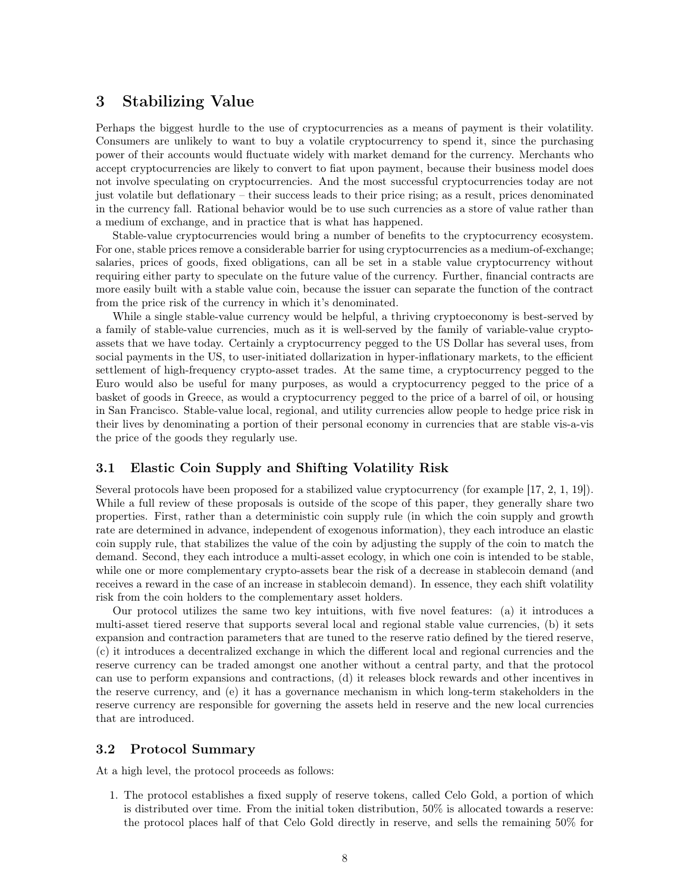## 3 Stabilizing Value

Perhaps the biggest hurdle to the use of cryptocurrencies as a means of payment is their volatility. Consumers are unlikely to want to buy a volatile cryptocurrency to spend it, since the purchasing power of their accounts would fluctuate widely with market demand for the currency. Merchants who accept cryptocurrencies are likely to convert to fiat upon payment, because their business model does not involve speculating on cryptocurrencies. And the most successful cryptocurrencies today are not just volatile but deflationary – their success leads to their price rising; as a result, prices denominated in the currency fall. Rational behavior would be to use such currencies as a store of value rather than a medium of exchange, and in practice that is what has happened.

Stable-value cryptocurrencies would bring a number of benefits to the cryptocurrency ecosystem. For one, stable prices remove a considerable barrier for using cryptocurrencies as a medium-of-exchange; salaries, prices of goods, fixed obligations, can all be set in a stable value cryptocurrency without requiring either party to speculate on the future value of the currency. Further, financial contracts are more easily built with a stable value coin, because the issuer can separate the function of the contract from the price risk of the currency in which it's denominated.

While a single stable-value currency would be helpful, a thriving cryptoeconomy is best-served by a family of stable-value currencies, much as it is well-served by the family of variable-value crypto-assets that we have today. Certainly a cryptocurrency pegged to the US Dollar has several uses, from social payments in the US, to user-initiated dollarization in hyper-inflationary markets, to the efficient settlement of high-frequency crypto-asset trades. At the same time, a cryptocurrency pegged to the Euro would also be useful for many purposes, as would a cryptocurrency pegged to the price of a basket of goods in Greece, as would a cryptocurrency pegged to the price of a barrel of oil, or housing in San Francisco. Stable-value local, regional, and utility currencies allow people to hedge price risk in their lives by denominating a portion of their personal economy in currencies that are stable vis-a-vis the price of the goods they regularly use.

### 3.1 Elastic Coin Supply and Shifting Volatility Risk

Several protocols have been proposed for a stabilized value cryptocurrency (for example [17, 2, 1, 19]). While a full review of these proposals is outside of the scope of this paper, they generally share two properties. First, rather than a deterministic coin supply rule (in which the coin supply and growth rate are determined in advance, independent of exogenous information), they each introduce an elastic coin supply rule, that stabilizes the value of the coin by adjusting the supply of the coin to match the demand. Second, they each introduce a multi-asset ecology, in which one coin is intended to be stable, while one or more complementary crypto-assets bear the risk of a decrease in stablecoin demand (and receives a reward in the case of an increase in stablecoin demand). In essence, they each shift volatility risk from the coin holders to the complementary asset holders.

Our protocol utilizes the same two key intuitions, with five novel features: (a) it introduces a multi-asset tiered reserve that supports several local and regional stable value currencies, (b) it sets expansion and contraction parameters that are tuned to the reserve ratio defined by the tiered reserve, (c) it introduces a decentralized exchange in which the different local and regional currencies and the reserve currency can be traded amongst one another without a central party, and that the protocol can use to perform expansions and contractions, (d) it releases block rewards and other incentives in the reserve currency, and (e) it has a governance mechanism in which long-term stakeholders in the reserve currency are responsible for governing the assets held in reserve and the new local currencies that are introduced.

### 3.2 Protocol Summary

At a high level, the protocol proceeds as follows:

1. The protocol establishes a fixed supply of reserve tokens, called Celo Gold, a portion of which is distributed over time. From the initial token distribution, 50% is allocated towards a reserve: the protocol places half of that Celo Gold directly in reserve, and sells the remaining 50% for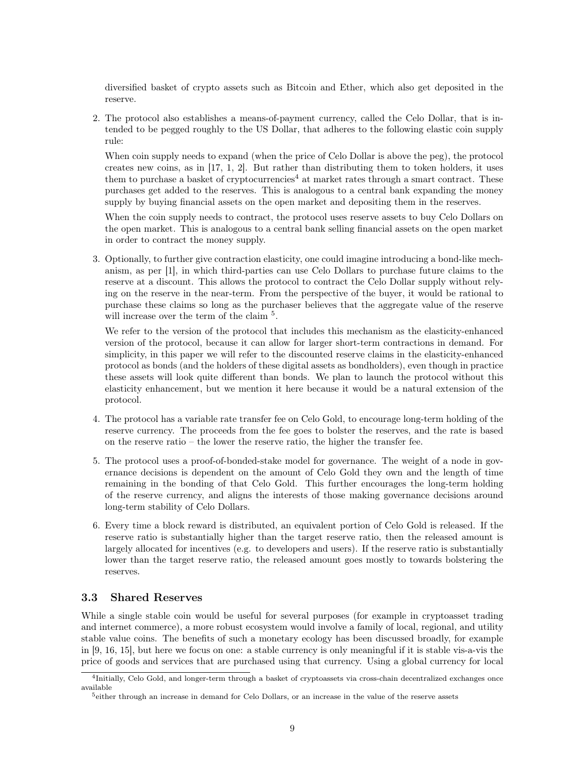diversified basket of crypto assets such as Bitcoin and Ether, which also get deposited in the reserve.

2. The protocol also establishes a means-of-payment currency, called the Celo Dollar, that is intended to be pegged roughly to the US Dollar, that adheres to the following elastic coin supply rule:

   When coin supply needs to expand (when the price of Celo Dollar is above the peg), the protocol creates new coins, as in [17, 1, 2]. But rather than distributing them to token holders, it uses them to purchase a basket of cryptocurrencies[4] at market rates through a smart contract. These purchases get added to the reserves. This is analogous to a central bank expanding the money supply by buying financial assets on the open market and depositing them in the reserves.

   When the coin supply needs to contract, the protocol uses reserve assets to buy Celo Dollars on the open market. This is analogous to a central bank selling financial assets on the open market in order to contract the money supply.

3. Optionally, to further give contraction elasticity, one could imagine introducing a bond-like mechanism, as per [1], in which third-parties can use Celo Dollars to purchase future claims to the reserve at a discount. This allows the protocol to contract the Celo Dollar supply without relying on the reserve in the near-term. From the perspective of the buyer, it would be rational to purchase these claims so long as the purchaser believes that the aggregate value of the reserve will increase over the term of the claim [5].

   We refer to the version of the protocol that includes this mechanism as the elasticity-enhanced version of the protocol, because it can allow for larger short-term contractions in demand. For simplicity, in this paper we will refer to the discounted reserve claims in the elasticity-enhanced protocol as bonds (and the holders of these digital assets as bondholders), even though in practice these assets will look quite different than bonds. We plan to launch the protocol without this elasticity enhancement, but we mention it here because it would be a natural extension of the protocol.

4. The protocol has a variable rate transfer fee on Celo Gold, to encourage long-term holding of the reserve currency. The proceeds from the fee goes to bolster the reserves, and the rate is based on the reserve ratio – the lower the reserve ratio, the higher the transfer fee.

5. The protocol uses a proof-of-bonded-stake model for governance. The weight of a node in governance decisions is dependent on the amount of Celo Gold they own and the length of time remaining in the bonding of that Celo Gold. This further encourages the long-term holding of the reserve currency, and aligns the interests of those making governance decisions around long-term stability of Celo Dollars.

6. Every time a block reward is distributed, an equivalent portion of Celo Gold is released. If the reserve ratio is substantially higher than the target reserve ratio, then the released amount is largely allocated for incentives (e.g. to developers and users). If the reserve ratio is substantially lower than the target reserve ratio, the released amount goes mostly to towards bolstering the reserves.

### 3.3 Shared Reserves

While a single stable coin would be useful for several purposes (for example in cryptoasset trading and internet commerce), a more robust ecosystem would involve a family of local, regional, and utility stable value coins. The benefits of such a monetary ecology has been discussed broadly, for example in [9, 16, 15], but here we focus on one: a stable currency is only meaningful if it is stable vis-a-vis the price of goods and services that are purchased using that currency. Using a global currency for local

[4] Initially, Celo Gold, and longer-term through a basket of cryptoassets via cross-chain decentralized exchanges once available

[5] either through an increase in demand for Celo Dollars, or an increase in the value of the reserve assets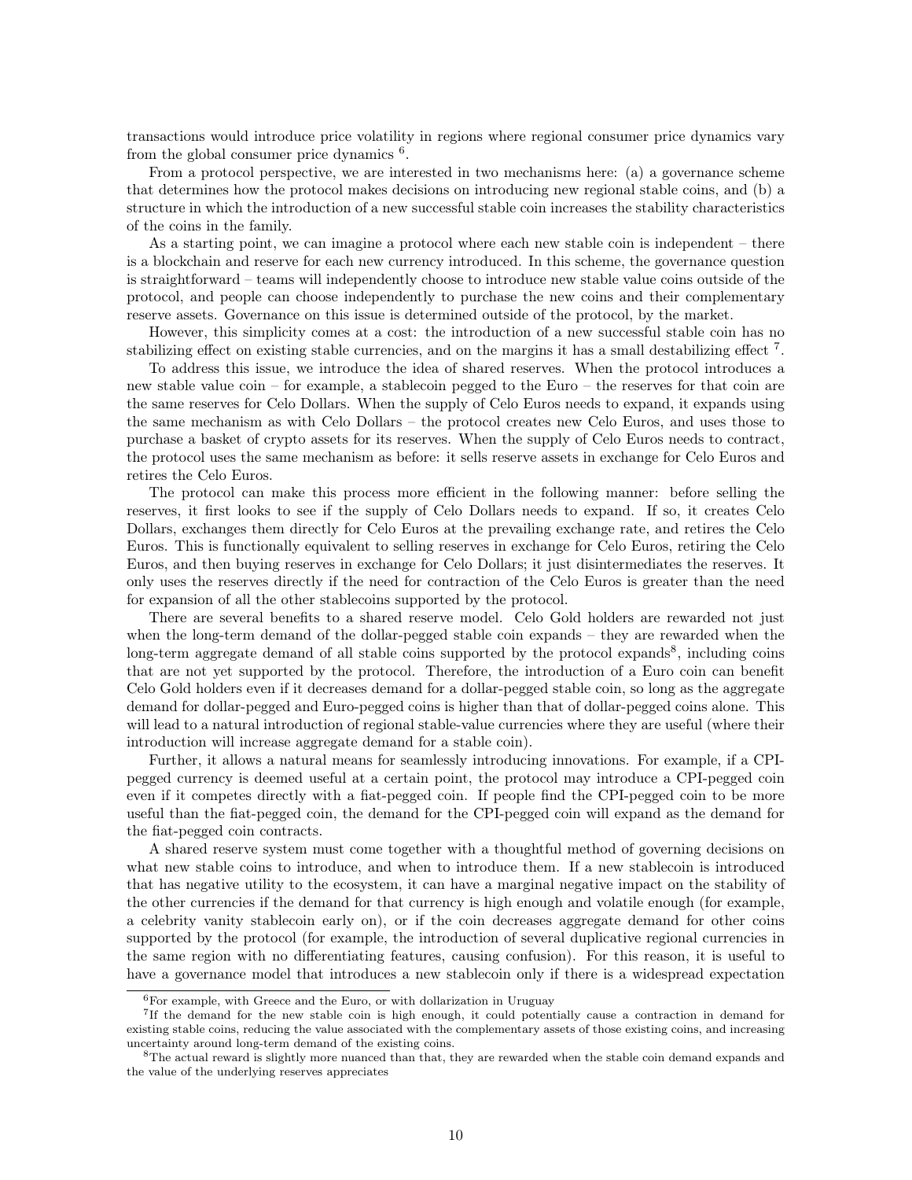transactions would introduce price volatility in regions where regional consumer price dynamics vary from the global consumer price dynamics [6].

From a protocol perspective, we are interested in two mechanisms here: (a) a governance scheme that determines how the protocol makes decisions on introducing new regional stable coins, and (b) a structure in which the introduction of a new successful stable coin increases the stability characteristics of the coins in the family.

As a starting point, we can imagine a protocol where each new stable coin is independent – there is a blockchain and reserve for each new currency introduced. In this scheme, the governance question is straightforward – teams will independently choose to introduce new stable value coins outside of the protocol, and people can choose independently to purchase the new coins and their complementary reserve assets. Governance on this issue is determined outside of the protocol, by the market.

However, this simplicity comes at a cost: the introduction of a new successful stable coin has no stabilizing effect on existing stable currencies, and on the margins it has a small destabilizing effect [7].

To address this issue, we introduce the idea of shared reserves. When the protocol introduces a new stable value coin – for example, a stablecoin pegged to the Euro – the reserves for that coin are the same reserves for Celo Dollars. When the supply of Celo Euros needs to expand, it expands using the same mechanism as with Celo Dollars – the protocol creates new Celo Euros, and uses those to purchase a basket of crypto assets for its reserves. When the supply of Celo Euros needs to contract, the protocol uses the same mechanism as before: it sells reserve assets in exchange for Celo Euros and retires the Celo Euros.

The protocol can make this process more efficient in the following manner: before selling the reserves, it first looks to see if the supply of Celo Dollars needs to expand. If so, it creates Celo Dollars, exchanges them directly for Celo Euros at the prevailing exchange rate, and retires the Celo Euros. This is functionally equivalent to selling reserves in exchange for Celo Euros, retiring the Celo Euros, and then buying reserves in exchange for Celo Dollars; it just disintermediates the reserves. It only uses the reserves directly if the need for contraction of the Celo Euros is greater than the need for expansion of all the other stablecoins supported by the protocol.

There are several benefits to a shared reserve model. Celo Gold holders are rewarded not just when the long-term demand of the dollar-pegged stable coin expands – they are rewarded when the long-term aggregate demand of all stable coins supported by the protocol expands[8], including coins that are not yet supported by the protocol. Therefore, the introduction of a Euro coin can benefit Celo Gold holders even if it decreases demand for a dollar-pegged stable coin, so long as the aggregate demand for dollar-pegged and Euro-pegged coins is higher than that of dollar-pegged coins alone. This will lead to a natural introduction of regional stable-value currencies where they are useful (where their introduction will increase aggregate demand for a stable coin).

Further, it allows a natural means for seamlessly introducing innovations. For example, if a CPI-pegged currency is deemed useful at a certain point, the protocol may introduce a CPI-pegged coin even if it competes directly with a fiat-pegged coin. If people find the CPI-pegged coin to be more useful than the fiat-pegged coin, the demand for the CPI-pegged coin will expand as the demand for the fiat-pegged coin contracts.

A shared reserve system must come together with a thoughtful method of governing decisions on what new stable coins to introduce, and when to introduce them. If a new stablecoin is introduced that has negative utility to the ecosystem, it can have a marginal negative impact on the stability of the other currencies if the demand for that currency is high enough and volatile enough (for example, a celebrity vanity stablecoin early on), or if the coin decreases aggregate demand for other coins supported by the protocol (for example, the introduction of several duplicative regional currencies in the same region with no differentiating features, causing confusion). For this reason, it is useful to have a governance model that introduces a new stablecoin only if there is a widespread expectation

---

[6] For example, with Greece and the Euro, or with dollarization in Uruguay

[7] If the demand for the new stable coin is high enough, it could potentially cause a contraction in demand for existing stable coins, reducing the value associated with the complementary assets of those existing coins, and increasing uncertainty around long-term demand of the existing coins.

[8] The actual reward is slightly more nuanced than that, they are rewarded when the stable coin demand expands and the value of the underlying reserves appreciates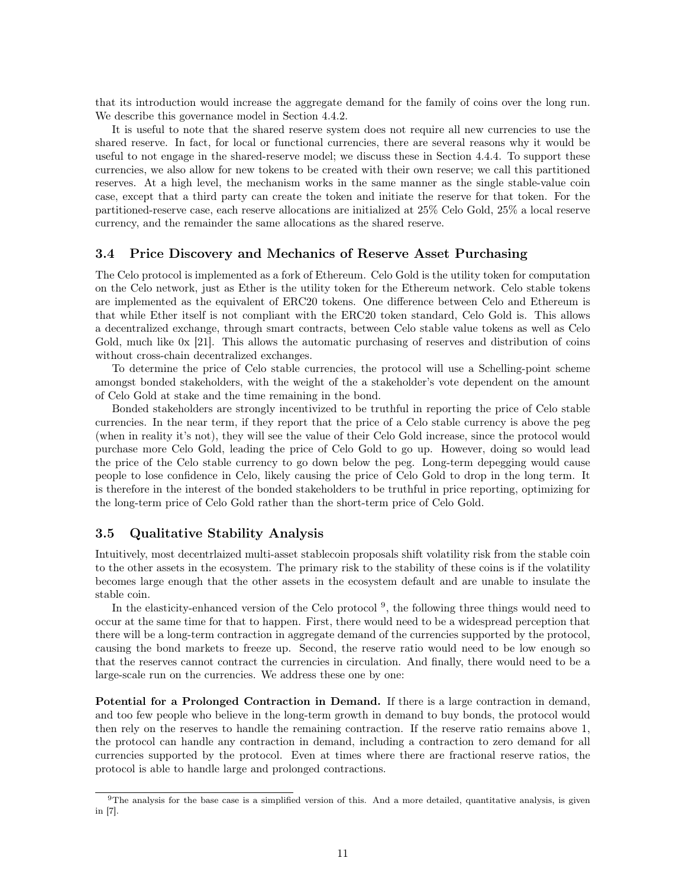that its introduction would increase the aggregate demand for the family of coins over the long run. We describe this governance model in Section 4.4.2.

It is useful to note that the shared reserve system does not require all new currencies to use the shared reserve. In fact, for local or functional currencies, there are several reasons why it would be useful to not engage in the shared-reserve model; we discuss these in Section 4.4.4. To support these currencies, we also allow for new tokens to be created with their own reserve; we call this partitioned reserves. At a high level, the mechanism works in the same manner as the single stable-value coin case, except that a third party can create the token and initiate the reserve for that token. For the partitioned-reserve case, each reserve allocations are initialized at 25% Celo Gold, 25% a local reserve currency, and the remainder the same allocations as the shared reserve.

### 3.4 Price Discovery and Mechanics of Reserve Asset Purchasing

The Celo protocol is implemented as a fork of Ethereum. Celo Gold is the utility token for computation on the Celo network, just as Ether is the utility token for the Ethereum network. Celo stable tokens are implemented as the equivalent of ERC20 tokens. One difference between Celo and Ethereum is that while Ether itself is not compliant with the ERC20 token standard, Celo Gold is. This allows a decentralized exchange, through smart contracts, between Celo stable value tokens as well as Celo Gold, much like 0x [21]. This allows the automatic purchasing of reserves and distribution of coins without cross-chain decentralized exchanges.

To determine the price of Celo stable currencies, the protocol will use a Schelling-point scheme amongst bonded stakeholders, with the weight of the a stakeholder's vote dependent on the amount of Celo Gold at stake and the time remaining in the bond.

Bonded stakeholders are strongly incentivized to be truthful in reporting the price of Celo stable currencies. In the near term, if they report that the price of a Celo stable currency is above the peg (when in reality it's not), they will see the value of their Celo Gold increase, since the protocol would purchase more Celo Gold, leading the price of Celo Gold to go up. However, doing so would lead the price of the Celo stable currency to go down below the peg. Long-term depegging would cause people to lose confidence in Celo, likely causing the price of Celo Gold to drop in the long term. It is therefore in the interest of the bonded stakeholders to be truthful in price reporting, optimizing for the long-term price of Celo Gold rather than the short-term price of Celo Gold.

### 3.5 Qualitative Stability Analysis

Intuitively, most decentrlaized multi-asset stablecoin proposals shift volatility risk from the stable coin to the other assets in the ecosystem. The primary risk to the stability of these coins is if the volatility becomes large enough that the other assets in the ecosystem default and are unable to insulate the stable coin.

In the elasticity-enhanced version of the Celo protocol [9], the following three things would need to occur at the same time for that to happen. First, there would need to be a widespread perception that there will be a long-term contraction in aggregate demand of the currencies supported by the protocol, causing the bond markets to freeze up. Second, the reserve ratio would need to be low enough so that the reserves cannot contract the currencies in circulation. And finally, there would need to be a large-scale run on the currencies. We address these one by one:

**Potential for a Prolonged Contraction in Demand.** If there is a large contraction in demand, and too few people who believe in the long-term growth in demand to buy bonds, the protocol would then rely on the reserves to handle the remaining contraction. If the reserve ratio remains above 1, the protocol can handle any contraction in demand, including a contraction to zero demand for all currencies supported by the protocol. Even at times where there are fractional reserve ratios, the protocol is able to handle large and prolonged contractions.

[9] The analysis for the base case is a simplified version of this. And a more detailed, quantitative analysis, is given in [7].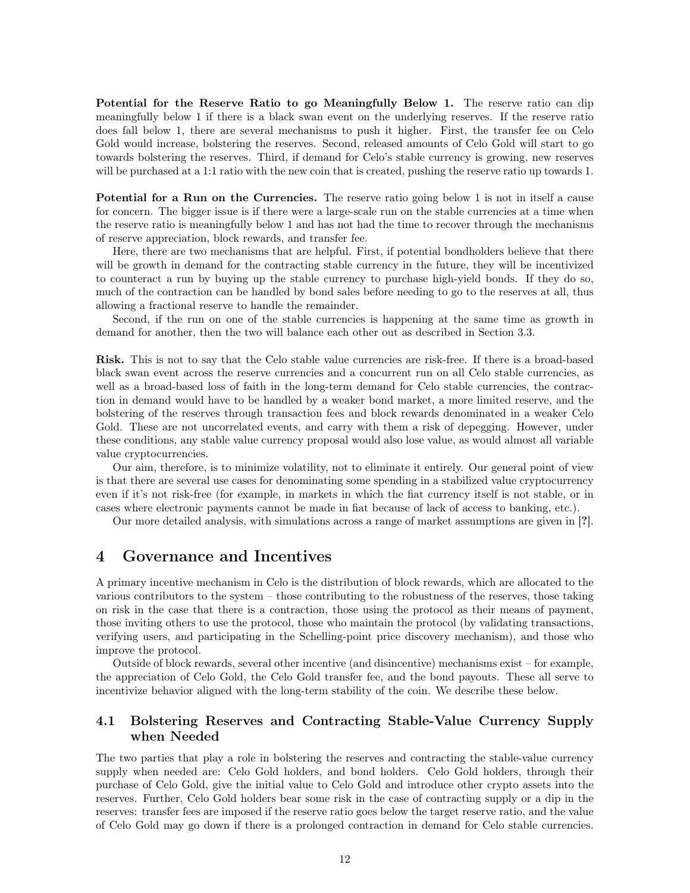**Potential for the Reserve Ratio to go Meaningfully Below 1.** The reserve ratio can dip meaningfully below 1 if there is a black swan event on the underlying reserves. If the reserve ratio does fall below 1, there are several mechanisms to push it higher. First, the transfer fee on Celo Gold would increase, bolstering the reserves. Second, released amounts of Celo Gold will start to go towards bolstering the reserves. Third, if demand for Celo's stable currency is growing, new reserves will be purchased at a 1:1 ratio with the new coin that is created, pushing the reserve ratio up towards 1.

**Potential for a Run on the Currencies.** The reserve ratio going below 1 is not in itself a cause for concern. The bigger issue is if there were a large-scale run on the stable currencies at a time when the reserve ratio is meaningfully below 1 and has not had the time to recover through the mechanisms of reserve appreciation, block rewards, and transfer fee.

Here, there are two mechanisms that are helpful. First, if potential bondholders believe that there will be growth in demand for the contracting stable currency in the future, they will be incentivized to counteract a run by buying up the stable currency to purchase high-yield bonds. If they do so, much of the contraction can be handled by bond sales before needing to go to the reserves at all, thus allowing a fractional reserve to handle the remainder.

Second, if the run on one of the stable currencies is happening at the same time as growth in demand for another, then the two will balance each other out as described in Section 3.3.

**Risk.** This is not to say that the Celo stable value currencies are risk-free. If there is a broad-based black swan event across the reserve currencies and a concurrent run on all Celo stable currencies, as well as a broad-based loss of faith in the long-term demand for Celo stable currencies, the contraction in demand would have to be handled by a weaker bond market, a more limited reserve, and the bolstering of the reserves through transaction fees and block rewards denominated in a weaker Celo Gold. These are not uncorrelated events, and carry with them a risk of depegging. However, under these conditions, any stable value currency proposal would also lose value, as would almost all variable value cryptocurrencies.

Our aim, therefore, is to minimize volatility, not to eliminate it entirely. Our general point of view is that there are several use cases for denominating some spending in a stabilized value cryptocurrency even if it's not risk-free (for example, in markets in which the fiat currency itself is not stable, or in cases where electronic payments cannot be made in fiat because of lack of access to banking, etc.).

Our more detailed analysis, with simulations across a range of market assumptions are given in [**?**].

# 4 Governance and Incentives

A primary incentive mechanism in Celo is the distribution of block rewards, which are allocated to the various contributors to the system – those contributing to the robustness of the reserves, those taking on risk in the case that there is a contraction, those using the protocol as their means of payment, those inviting others to use the protocol, those who maintain the protocol (by validating transactions, verifying users, and participating in the Schelling-point price discovery mechanism), and those who improve the protocol.

Outside of block rewards, several other incentive (and disincentive) mechanisms exist – for example, the appreciation of Celo Gold, the Celo Gold transfer fee, and the bond payouts. These all serve to incentivize behavior aligned with the long-term stability of the coin. We describe these below.

## 4.1 Bolstering Reserves and Contracting Stable-Value Currency Supply when Needed

The two parties that play a role in bolstering the reserves and contracting the stable-value currency supply when needed are: Celo Gold holders, and bond holders. Celo Gold holders, through their purchase of Celo Gold, give the initial value to Celo Gold and introduce other crypto assets into the reserves. Further, Celo Gold holders bear some risk in the case of contracting supply or a dip in the reserves: transfer fees are imposed if the reserve ratio goes below the target reserve ratio, and the value of Celo Gold may go down if there is a prolonged contraction in demand for Celo stable currencies.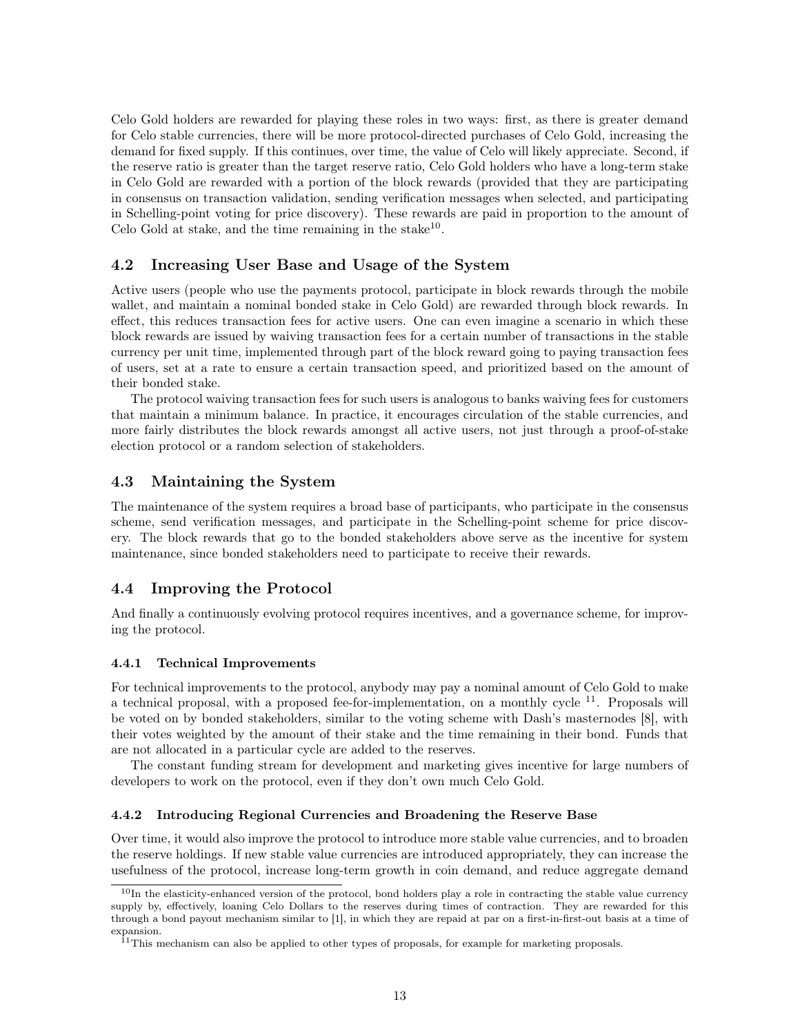Celo Gold holders are rewarded for playing these roles in two ways: first, as there is greater demand for Celo stable currencies, there will be more protocol-directed purchases of Celo Gold, increasing the demand for fixed supply. If this continues, over time, the value of Celo will likely appreciate. Second, if the reserve ratio is greater than the target reserve ratio, Celo Gold holders who have a long-term stake in Celo Gold are rewarded with a portion of the block rewards (provided that they are participating in consensus on transaction validation, sending verification messages when selected, and participating in Schelling-point voting for price discovery). These rewards are paid in proportion to the amount of Celo Gold at stake, and the time remaining in the stake[10].

### 4.2 Increasing User Base and Usage of the System

Active users (people who use the payments protocol, participate in block rewards through the mobile wallet, and maintain a nominal bonded stake in Celo Gold) are rewarded through block rewards. In effect, this reduces transaction fees for active users. One can even imagine a scenario in which these block rewards are issued by waiving transaction fees for a certain number of transactions in the stable currency per unit time, implemented through part of the block reward going to paying transaction fees of users, set at a rate to ensure a certain transaction speed, and prioritized based on the amount of their bonded stake.

The protocol waiving transaction fees for such users is analogous to banks waiving fees for customers that maintain a minimum balance. In practice, it encourages circulation of the stable currencies, and more fairly distributes the block rewards amongst all active users, not just through a proof-of-stake election protocol or a random selection of stakeholders.

### 4.3 Maintaining the System

The maintenance of the system requires a broad base of participants, who participate in the consensus scheme, send verification messages, and participate in the Schelling-point scheme for price discovery. The block rewards that go to the bonded stakeholders above serve as the incentive for system maintenance, since bonded stakeholders need to participate to receive their rewards.

### 4.4 Improving the Protocol

And finally a continuously evolving protocol requires incentives, and a governance scheme, for improving the protocol.

#### 4.4.1 Technical Improvements

For technical improvements to the protocol, anybody may pay a nominal amount of Celo Gold to make a technical proposal, with a proposed fee-for-implementation, on a monthly cycle [11]. Proposals will be voted on by bonded stakeholders, similar to the voting scheme with Dash's masternodes [8], with their votes weighted by the amount of their stake and the time remaining in their bond. Funds that are not allocated in a particular cycle are added to the reserves.

The constant funding stream for development and marketing gives incentive for large numbers of developers to work on the protocol, even if they don't own much Celo Gold.

#### 4.4.2 Introducing Regional Currencies and Broadening the Reserve Base

Over time, it would also improve the protocol to introduce more stable value currencies, and to broaden the reserve holdings. If new stable value currencies are introduced appropriately, they can increase the usefulness of the protocol, increase long-term growth in coin demand, and reduce aggregate demand

---

[10] In the elasticity-enhanced version of the protocol, bond holders play a role in contracting the stable value currency supply by, effectively, loaning Celo Dollars to the reserves during times of contraction. They are rewarded for this through a bond payout mechanism similar to [1], in which they are repaid at par on a first-in-first-out basis at a time of expansion.

[11] This mechanism can also be applied to other types of proposals, for example for marketing proposals.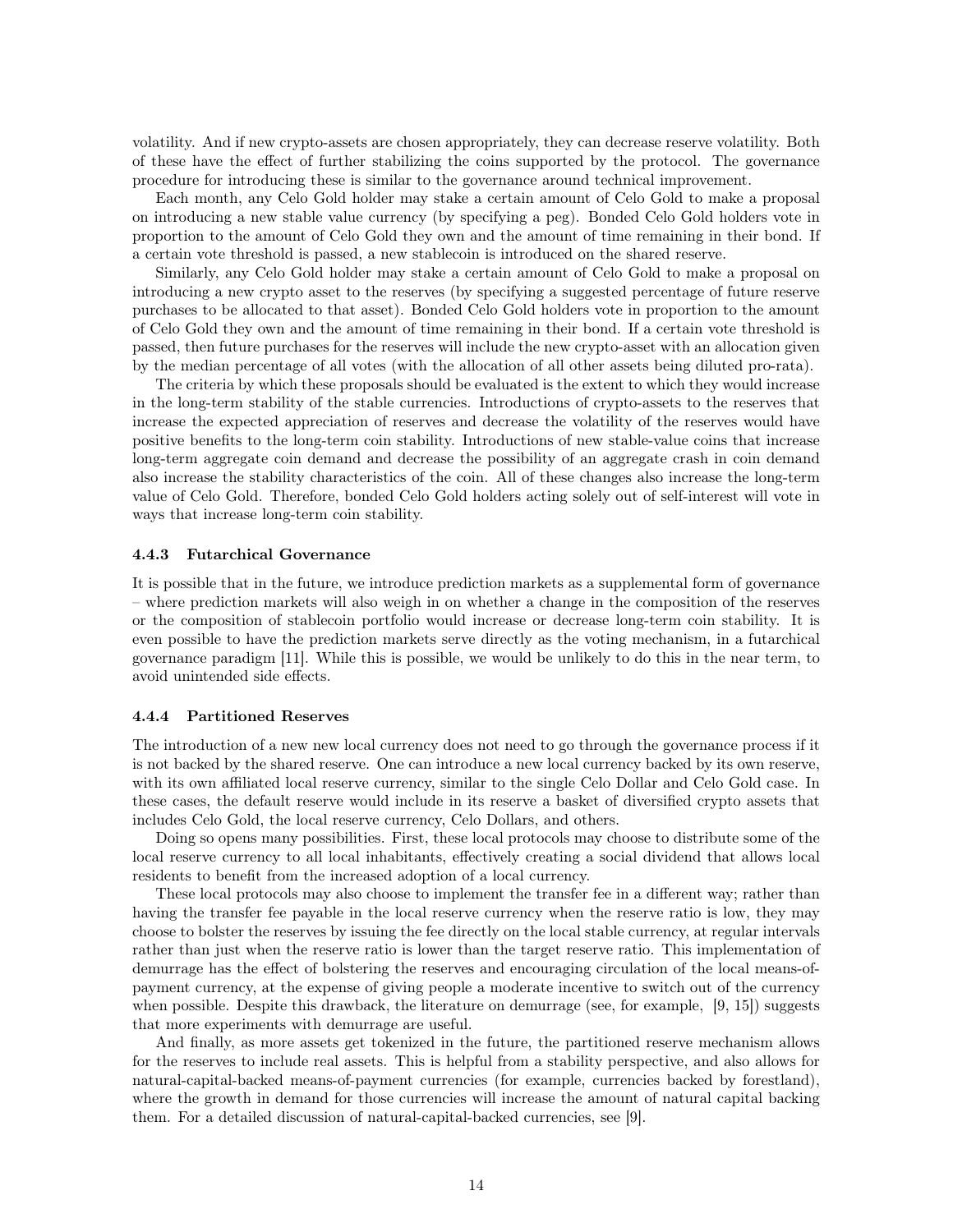volatility. And if new crypto-assets are chosen appropriately, they can decrease reserve volatility. Both of these have the effect of further stabilizing the coins supported by the protocol. The governance procedure for introducing these is similar to the governance around technical improvement.

Each month, any Celo Gold holder may stake a certain amount of Celo Gold to make a proposal on introducing a new stable value currency (by specifying a peg). Bonded Celo Gold holders vote in proportion to the amount of Celo Gold they own and the amount of time remaining in their bond. If a certain vote threshold is passed, a new stablecoin is introduced on the shared reserve.

Similarly, any Celo Gold holder may stake a certain amount of Celo Gold to make a proposal on introducing a new crypto asset to the reserves (by specifying a suggested percentage of future reserve purchases to be allocated to that asset). Bonded Celo Gold holders vote in proportion to the amount of Celo Gold they own and the amount of time remaining in their bond. If a certain vote threshold is passed, then future purchases for the reserves will include the new crypto-asset with an allocation given by the median percentage of all votes (with the allocation of all other assets being diluted pro-rata).

The criteria by which these proposals should be evaluated is the extent to which they would increase in the long-term stability of the stable currencies. Introductions of crypto-assets to the reserves that increase the expected appreciation of reserves and decrease the volatility of the reserves would have positive benefits to the long-term coin stability. Introductions of new stable-value coins that increase long-term aggregate coin demand and decrease the possibility of an aggregate crash in coin demand also increase the stability characteristics of the coin. All of these changes also increase the long-term value of Celo Gold. Therefore, bonded Celo Gold holders acting solely out of self-interest will vote in ways that increase long-term coin stability.

#### 4.4.3 Futarchical Governance

It is possible that in the future, we introduce prediction markets as a supplemental form of governance – where prediction markets will also weigh in on whether a change in the composition of the reserves or the composition of stablecoin portfolio would increase or decrease long-term coin stability. It is even possible to have the prediction markets serve directly as the voting mechanism, in a futarchical governance paradigm [11]. While this is possible, we would be unlikely to do this in the near term, to avoid unintended side effects.

#### 4.4.4 Partitioned Reserves

The introduction of a new new local currency does not need to go through the governance process if it is not backed by the shared reserve. One can introduce a new local currency backed by its own reserve, with its own affiliated local reserve currency, similar to the single Celo Dollar and Celo Gold case. In these cases, the default reserve would include in its reserve a basket of diversified crypto assets that includes Celo Gold, the local reserve currency, Celo Dollars, and others.

Doing so opens many possibilities. First, these local protocols may choose to distribute some of the local reserve currency to all local inhabitants, effectively creating a social dividend that allows local residents to benefit from the increased adoption of a local currency.

These local protocols may also choose to implement the transfer fee in a different way; rather than having the transfer fee payable in the local reserve currency when the reserve ratio is low, they may choose to bolster the reserves by issuing the fee directly on the local stable currency, at regular intervals rather than just when the reserve ratio is lower than the target reserve ratio. This implementation of demurrage has the effect of bolstering the reserves and encouraging circulation of the local means-of-payment currency, at the expense of giving people a moderate incentive to switch out of the currency when possible. Despite this drawback, the literature on demurrage (see, for example, [9, 15]) suggests that more experiments with demurrage are useful.

And finally, as more assets get tokenized in the future, the partitioned reserve mechanism allows for the reserves to include real assets. This is helpful from a stability perspective, and also allows for natural-capital-backed means-of-payment currencies (for example, currencies backed by forestland), where the growth in demand for those currencies will increase the amount of natural capital backing them. For a detailed discussion of natural-capital-backed currencies, see [9].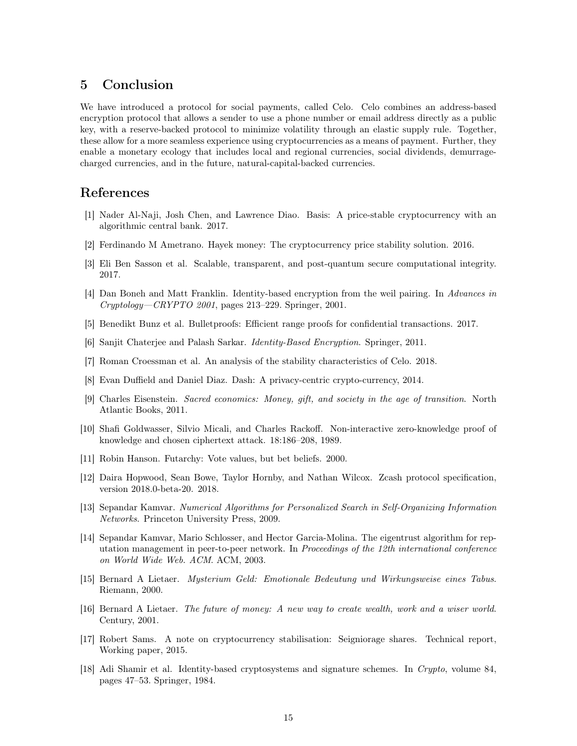## 5 Conclusion

We have introduced a protocol for social payments, called Celo. Celo combines an address-based encryption protocol that allows a sender to use a phone number or email address directly as a public key, with a reserve-backed protocol to minimize volatility through an elastic supply rule. Together, these allow for a more seamless experience using cryptocurrencies as a means of payment. Further, they enable a monetary ecology that includes local and regional currencies, social dividends, demurrage-charged currencies, and in the future, natural-capital-backed currencies.

## References

[1] Nader Al-Naji, Josh Chen, and Lawrence Diao. Basis: A price-stable cryptocurrency with an algorithmic central bank. 2017.

[2] Ferdinando M Ametrano. Hayek money: The cryptocurrency price stability solution. 2016.

[3] Eli Ben Sasson et al. Scalable, transparent, and post-quantum secure computational integrity. 2017.

[4] Dan Boneh and Matt Franklin. Identity-based encryption from the weil pairing. In *Advances in Cryptology—CRYPTO 2001*, pages 213–229. Springer, 2001.

[5] Benedikt Bunz et al. Bulletproofs: Efficient range proofs for confidential transactions. 2017.

[6] Sanjit Chaterjee and Palash Sarkar. *Identity-Based Encryption*. Springer, 2011.

[7] Roman Croessman et al. An analysis of the stability characteristics of Celo. 2018.

[8] Evan Duffield and Daniel Diaz. Dash: A privacy-centric crypto-currency, 2014.

[9] Charles Eisenstein. *Sacred economics: Money, gift, and society in the age of transition*. North Atlantic Books, 2011.

[10] Shafi Goldwasser, Silvio Micali, and Charles Rackoff. Non-interactive zero-knowledge proof of knowledge and chosen ciphertext attack. 18:186–208, 1989.

[11] Robin Hanson. Futarchy: Vote values, but bet beliefs. 2000.

[12] Daira Hopwood, Sean Bowe, Taylor Hornby, and Nathan Wilcox. Zcash protocol specification, version 2018.0-beta-20. 2018.

[13] Sepandar Kamvar. *Numerical Algorithms for Personalized Search in Self-Organizing Information Networks*. Princeton University Press, 2009.

[14] Sepandar Kamvar, Mario Schlosser, and Hector Garcia-Molina. The eigentrust algorithm for reputation management in peer-to-peer network. In *Proceedings of the 12th international conference on World Wide Web. ACM*. ACM, 2003.

[15] Bernard A Lietaer. *Mysterium Geld: Emotionale Bedeutung und Wirkungsweise eines Tabus*. Riemann, 2000.

[16] Bernard A Lietaer. *The future of money: A new way to create wealth, work and a wiser world*. Century, 2001.

[17] Robert Sams. A note on cryptocurrency stabilisation: Seigniorage shares. Technical report, Working paper, 2015.

[18] Adi Shamir et al. Identity-based cryptosystems and signature schemes. In *Crypto*, volume 84, pages 47–53. Springer, 1984.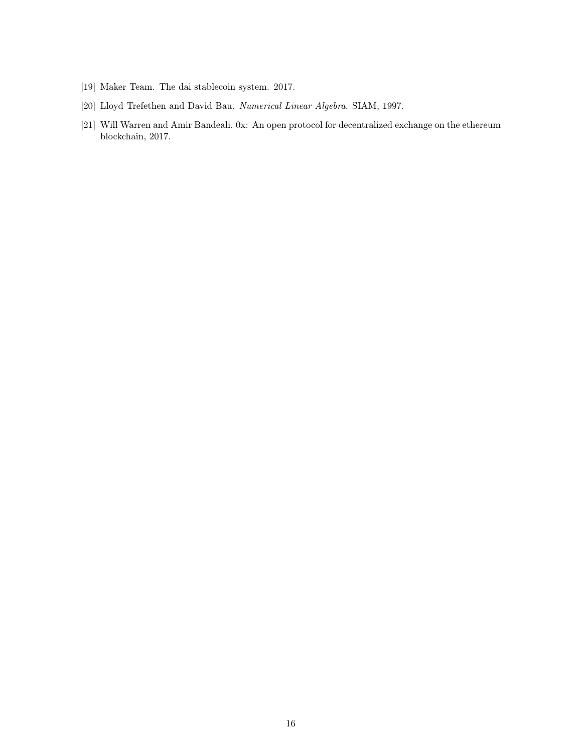[19] Maker Team. The dai stablecoin system. 2017.

[20] Lloyd Trefethen and David Bau. *Numerical Linear Algebra*. SIAM, 1997.

[21] Will Warren and Amir Bandeali. 0x: An open protocol for decentralized exchange on the ethereum blockchain, 2017.